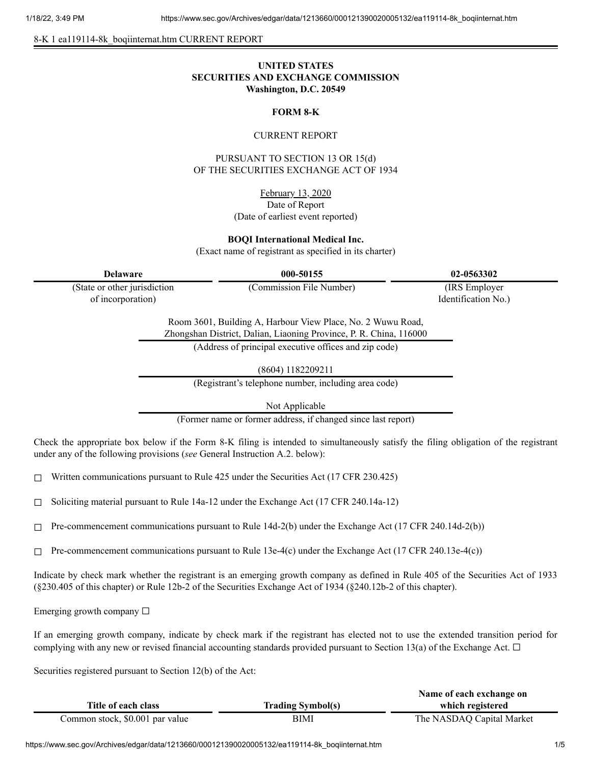8-K 1 ea119114-8k_boqiinternat.htm CURRENT REPORT

**UNITED STATES**
**SECURITIES AND EXCHANGE COMMISSION**
**Washington, D.C. 20549**

**FORM 8-K**

CURRENT REPORT

PURSUANT TO SECTION 13 OR 15(d)
OF THE SECURITIES EXCHANGE ACT OF 1934

February 13, 2020
Date of Report
(Date of earliest event reported)

**BOQI International Medical Inc.**
(Exact name of registrant as specified in its charter)

| Delaware | 000-50155 | 02-0563302 |
|---|---|---|
| (State or other jurisdiction of incorporation) | (Commission File Number) | (IRS Employer Identification No.) |

Room 3601, Building A, Harbour View Place, No. 2 Wuwu Road,
Zhongshan District, Dalian, Liaoning Province, P. R. China, 116000
(Address of principal executive offices and zip code)

(8604) 1182209211
(Registrant's telephone number, including area code)

Not Applicable
(Former name or former address, if changed since last report)

Check the appropriate box below if the Form 8-K filing is intended to simultaneously satisfy the filing obligation of the registrant under any of the following provisions (*see* General Instruction A.2. below):

☐ Written communications pursuant to Rule 425 under the Securities Act (17 CFR 230.425)

☐ Soliciting material pursuant to Rule 14a-12 under the Exchange Act (17 CFR 240.14a-12)

☐ Pre-commencement communications pursuant to Rule 14d-2(b) under the Exchange Act (17 CFR 240.14d-2(b))

☐ Pre-commencement communications pursuant to Rule 13e-4(c) under the Exchange Act (17 CFR 240.13e-4(c))

Indicate by check mark whether the registrant is an emerging growth company as defined in Rule 405 of the Securities Act of 1933 (§230.405 of this chapter) or Rule 12b-2 of the Securities Exchange Act of 1934 (§240.12b-2 of this chapter).

Emerging growth company ☐

If an emerging growth company, indicate by check mark if the registrant has elected not to use the extended transition period for complying with any new or revised financial accounting standards provided pursuant to Section 13(a) of the Exchange Act. ☐

Securities registered pursuant to Section 12(b) of the Act:

| Title of each class | Trading Symbol(s) | Name of each exchange on which registered |
|---|---|---|
| Common stock, $0.001 par value | BIMI | The NASDAQ Capital Market |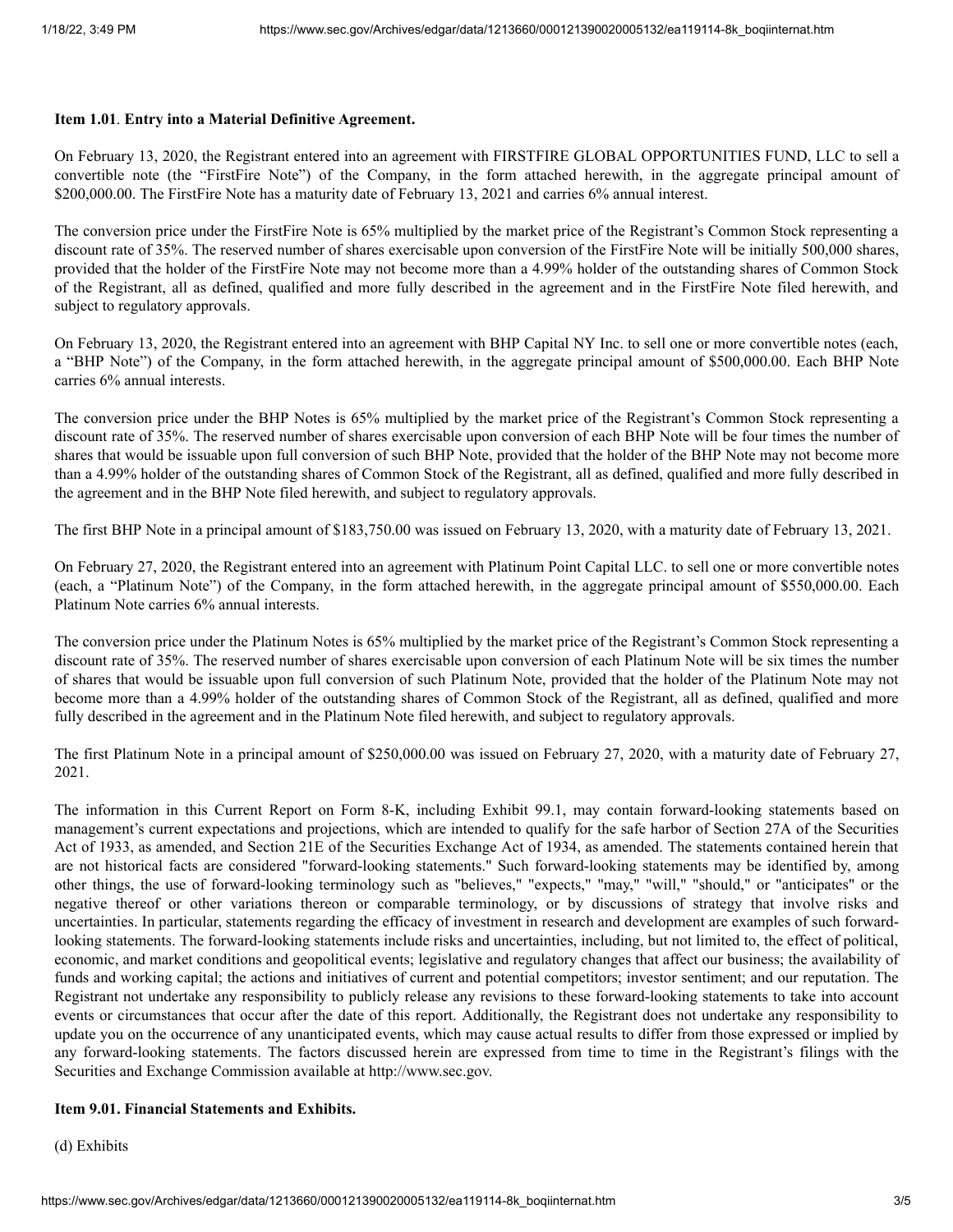**Item 1.01**. **Entry into a Material Definitive Agreement.**

On February 13, 2020, the Registrant entered into an agreement with FIRSTFIRE GLOBAL OPPORTUNITIES FUND, LLC to sell a convertible note (the "FirstFire Note") of the Company, in the form attached herewith, in the aggregate principal amount of $200,000.00. The FirstFire Note has a maturity date of February 13, 2021 and carries 6% annual interest.

The conversion price under the FirstFire Note is 65% multiplied by the market price of the Registrant's Common Stock representing a discount rate of 35%. The reserved number of shares exercisable upon conversion of the FirstFire Note will be initially 500,000 shares, provided that the holder of the FirstFire Note may not become more than a 4.99% holder of the outstanding shares of Common Stock of the Registrant, all as defined, qualified and more fully described in the agreement and in the FirstFire Note filed herewith, and subject to regulatory approvals.

On February 13, 2020, the Registrant entered into an agreement with BHP Capital NY Inc. to sell one or more convertible notes (each, a "BHP Note") of the Company, in the form attached herewith, in the aggregate principal amount of $500,000.00. Each BHP Note carries 6% annual interests.

The conversion price under the BHP Notes is 65% multiplied by the market price of the Registrant's Common Stock representing a discount rate of 35%. The reserved number of shares exercisable upon conversion of each BHP Note will be four times the number of shares that would be issuable upon full conversion of such BHP Note, provided that the holder of the BHP Note may not become more than a 4.99% holder of the outstanding shares of Common Stock of the Registrant, all as defined, qualified and more fully described in the agreement and in the BHP Note filed herewith, and subject to regulatory approvals.

The first BHP Note in a principal amount of $183,750.00 was issued on February 13, 2020, with a maturity date of February 13, 2021.

On February 27, 2020, the Registrant entered into an agreement with Platinum Point Capital LLC. to sell one or more convertible notes (each, a "Platinum Note") of the Company, in the form attached herewith, in the aggregate principal amount of $550,000.00. Each Platinum Note carries 6% annual interests.

The conversion price under the Platinum Notes is 65% multiplied by the market price of the Registrant's Common Stock representing a discount rate of 35%. The reserved number of shares exercisable upon conversion of each Platinum Note will be six times the number of shares that would be issuable upon full conversion of such Platinum Note, provided that the holder of the Platinum Note may not become more than a 4.99% holder of the outstanding shares of Common Stock of the Registrant, all as defined, qualified and more fully described in the agreement and in the Platinum Note filed herewith, and subject to regulatory approvals.

The first Platinum Note in a principal amount of $250,000.00 was issued on February 27, 2020, with a maturity date of February 27, 2021.

The information in this Current Report on Form 8-K, including Exhibit 99.1, may contain forward-looking statements based on management's current expectations and projections, which are intended to qualify for the safe harbor of Section 27A of the Securities Act of 1933, as amended, and Section 21E of the Securities Exchange Act of 1934, as amended. The statements contained herein that are not historical facts are considered "forward-looking statements." Such forward-looking statements may be identified by, among other things, the use of forward-looking terminology such as "believes," "expects," "may," "will," "should," or "anticipates" or the negative thereof or other variations thereon or comparable terminology, or by discussions of strategy that involve risks and uncertainties. In particular, statements regarding the efficacy of investment in research and development are examples of such forward-looking statements. The forward-looking statements include risks and uncertainties, including, but not limited to, the effect of political, economic, and market conditions and geopolitical events; legislative and regulatory changes that affect our business; the availability of funds and working capital; the actions and initiatives of current and potential competitors; investor sentiment; and our reputation. The Registrant not undertake any responsibility to publicly release any revisions to these forward-looking statements to take into account events or circumstances that occur after the date of this report. Additionally, the Registrant does not undertake any responsibility to update you on the occurrence of any unanticipated events, which may cause actual results to differ from those expressed or implied by any forward-looking statements. The factors discussed herein are expressed from time to time in the Registrant's filings with the Securities and Exchange Commission available at http://www.sec.gov.

**Item 9.01. Financial Statements and Exhibits.**

(d) Exhibits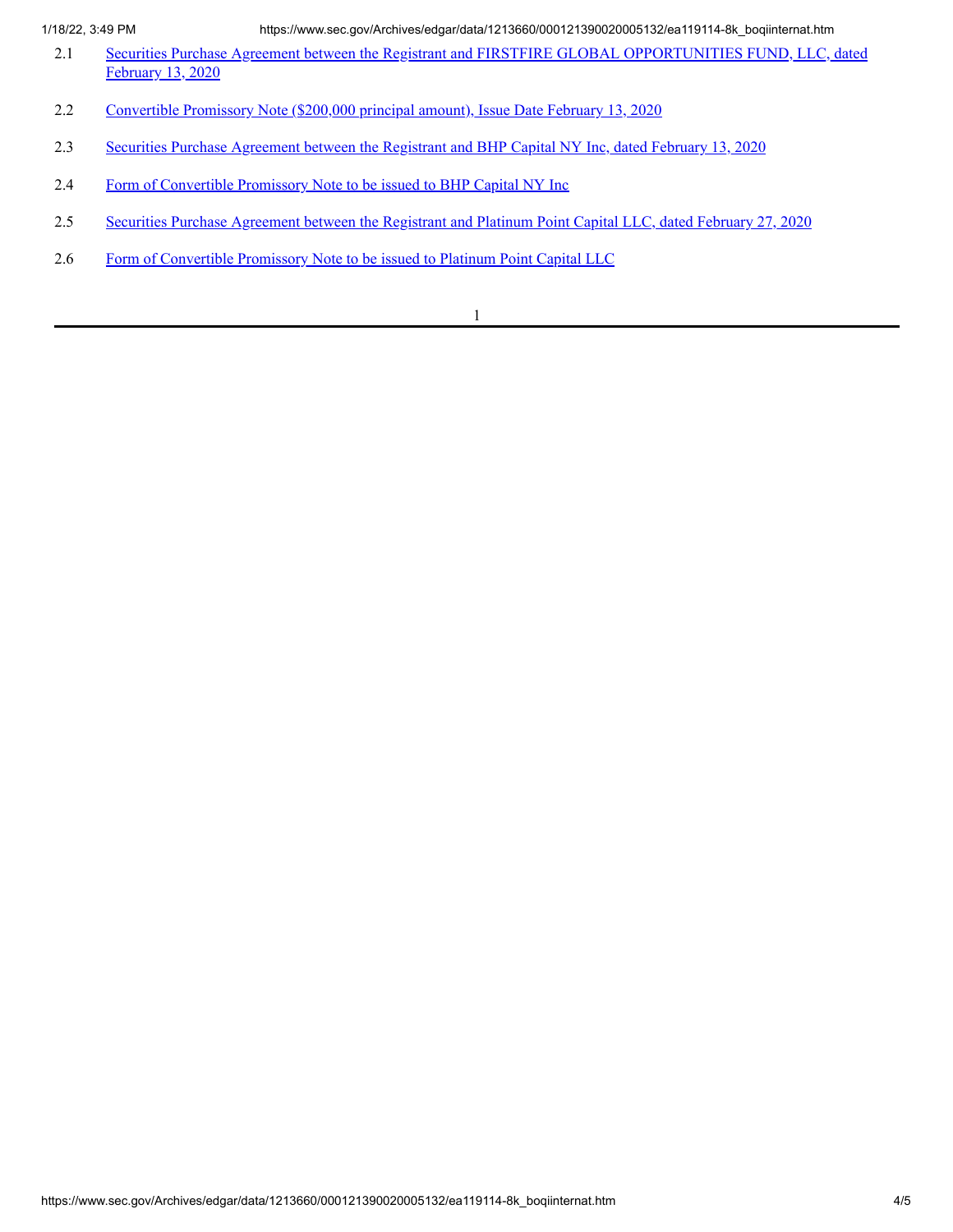| | |
|---|---|
| 2.1 | Securities Purchase Agreement between the Registrant and FIRSTFIRE GLOBAL OPPORTUNITIES FUND, LLC, dated February 13, 2020 |
| 2.2 | Convertible Promissory Note ($200,000 principal amount), Issue Date February 13, 2020 |
| 2.3 | Securities Purchase Agreement between the Registrant and BHP Capital NY Inc, dated February 13, 2020 |
| 2.4 | Form of Convertible Promissory Note to be issued to BHP Capital NY Inc |
| 2.5 | Securities Purchase Agreement between the Registrant and Platinum Point Capital LLC, dated February 27, 2020 |
| 2.6 | Form of Convertible Promissory Note to be issued to Platinum Point Capital LLC |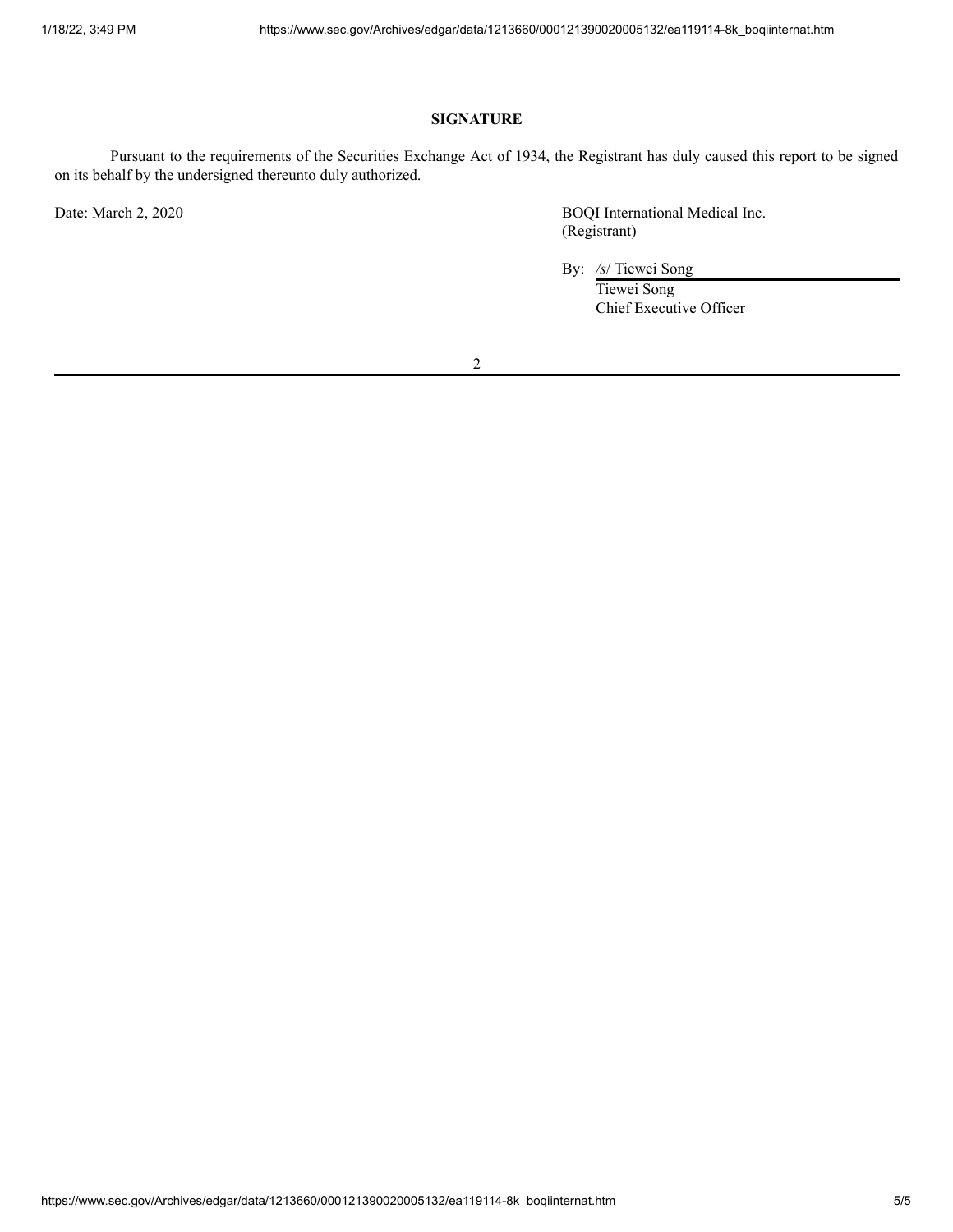**SIGNATURE**

Pursuant to the requirements of the Securities Exchange Act of 1934, the Registrant has duly caused this report to be signed on its behalf by the undersigned thereunto duly authorized.

Date: March 2, 2020

BOQI International Medical Inc.
(Registrant)

By: */s/* Tiewei Song
Tiewei Song
Chief Executive Officer